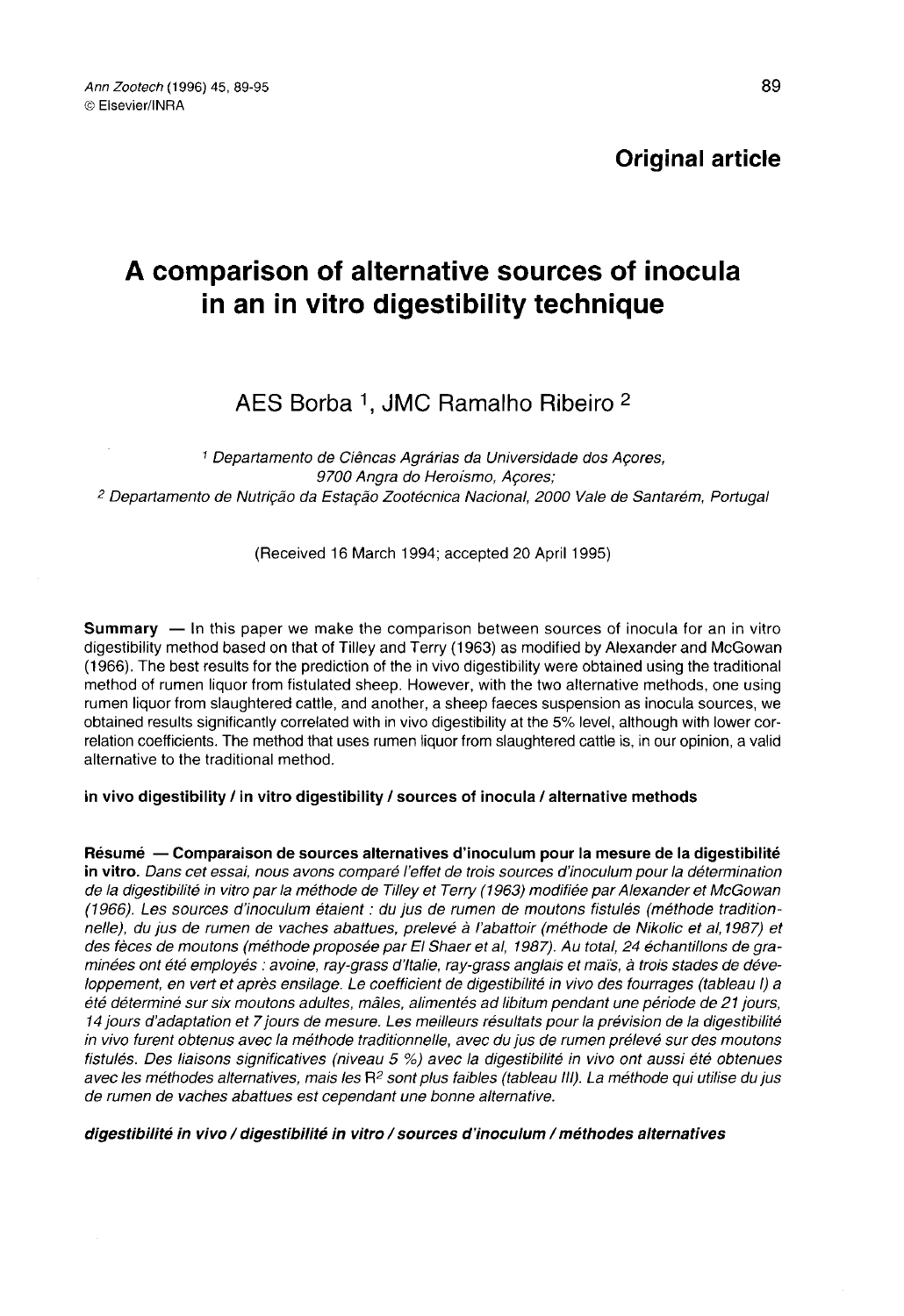Original article

# A comparison of alternative sources of inocula in an in vitro digestibility technique

AES Borba [1], JMC Ramalho Ribeiro [2]

[1] Departamento de Ciêncas Agrárias da Universidade dos Açores, 9700 Angra do Heroísmo, Açores;
[2] Departamento de Nutrição da Estação Zootécnica Nacional, 2000 Vale de Santarém, Portugal

(Received 16 March 1994; accepted 20 April 1995)

**Summary** — In this paper we make the comparison between sources of inocula for an in vitro digestibility method based on that of Tilley and Terry (1963) as modified by Alexander and McGowan (1966). The best results for the prediction of the in vivo digestibility were obtained using the traditional method of rumen liquor from fistulated sheep. However, with the two alternative methods, one using rumen liquor from slaughtered cattle, and another, a sheep faeces suspension as inocula sources, we obtained results significantly correlated with in vivo digestibility at the 5% level, although with lower correlation coefficients. The method that uses rumen liquor from slaughtered cattle is, in our opinion, a valid alternative to the traditional method.

**in vivo digestibility / in vitro digestibility / sources of inocula / alternative methods**

**Résumé — Comparaison de sources alternatives d'inoculum pour la mesure de la digestibilité in vitro.** *Dans cet essai, nous avons comparé l'effet de trois sources d'inoculum pour la détermination de la digestibilité in vitro par la méthode de Tilley et Terry (1963) modifiée par Alexander et McGowan (1966). Les sources d'inoculum étaient : du jus de rumen de moutons fistulés (méthode traditionnelle), du jus de rumen de vaches abattues, prelevé à l'abattoir (méthode de Nikolic et al, 1987) et des fèces de moutons (méthode proposée par El Shaer et al, 1987). Au total, 24 échantillons de graminées ont été employés : avoine, ray-grass d'Italie, ray-grass anglais et maïs, à trois stades de développement, en vert et après ensilage. Le coefficient de digestibilité in vivo des fourrages (tableau I) a été déterminé sur six moutons adultes, mâles, alimentés ad libitum pendant une période de 21 jours, 14 jours d'adaptation et 7 jours de mesure. Les meilleurs résultats pour la prévision de la digestibilité in vivo furent obtenus avec la méthode traditionnelle, avec du jus de rumen prélevé sur des moutons fistulés. Des liaisons significatives (niveau 5 %) avec la digestibilité in vivo ont aussi été obtenues avec les méthodes alternatives, mais les $R^2$ sont plus faibles (tableau III). La méthode qui utilise du jus de rumen de vaches abattues est cependant une bonne alternative.*

***digestibilité in vivo / digestibilité in vitro / sources d'inoculum / méthodes alternatives***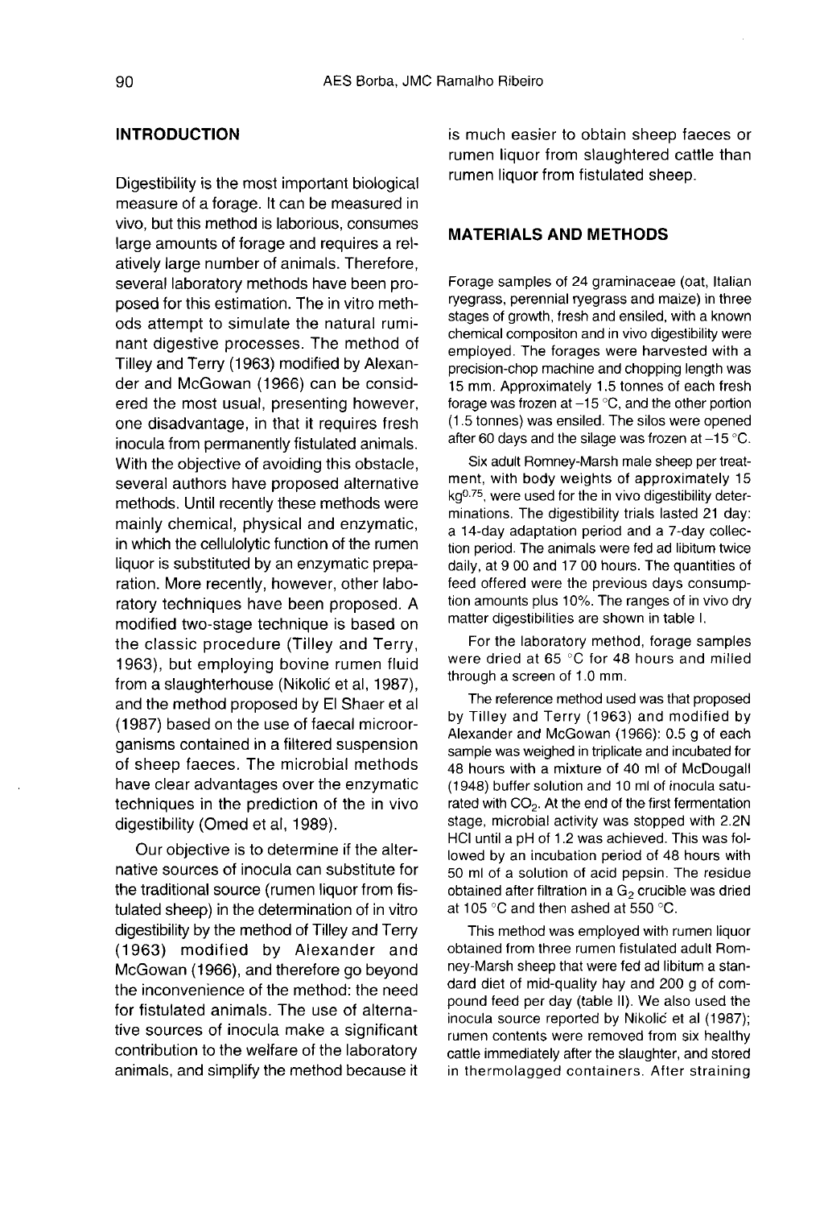## INTRODUCTION

Digestibility is the most important biological measure of a forage. It can be measured in vivo, but this method is laborious, consumes large amounts of forage and requires a relatively large number of animals. Therefore, several laboratory methods have been proposed for this estimation. The in vitro methods attempt to simulate the natural ruminant digestive processes. The method of Tilley and Terry (1963) modified by Alexander and McGowan (1966) can be considered the most usual, presenting however, one disadvantage, in that it requires fresh inocula from permanently fistulated animals. With the objective of avoiding this obstacle, several authors have proposed alternative methods. Until recently these methods were mainly chemical, physical and enzymatic, in which the cellulolytic function of the rumen liquor is substituted by an enzymatic preparation. More recently, however, other laboratory techniques have been proposed. A modified two-stage technique is based on the classic procedure (Tilley and Terry, 1963), but employing bovine rumen fluid from a slaughterhouse (Nikolić et al, 1987), and the method proposed by El Shaer et al (1987) based on the use of faecal microorganisms contained in a filtered suspension of sheep faeces. The microbial methods have clear advantages over the enzymatic techniques in the prediction of the in vivo digestibility (Omed et al, 1989).

Our objective is to determine if the alternative sources of inocula can substitute for the traditional source (rumen liquor from fistulated sheep) in the determination of in vitro digestibility by the method of Tilley and Terry (1963) modified by Alexander and McGowan (1966), and therefore go beyond the inconvenience of the method: the need for fistulated animals. The use of alternative sources of inocula make a significant contribution to the welfare of the laboratory animals, and simplify the method because it is much easier to obtain sheep faeces or rumen liquor from slaughtered cattle than rumen liquor from fistulated sheep.

## MATERIALS AND METHODS

Forage samples of 24 graminaceae (oat, Italian ryegrass, perennial ryegrass and maize) in three stages of growth, fresh and ensiled, with a known chemical compositon and in vivo digestibility were employed. The forages were harvested with a precision-chop machine and chopping length was 15 mm. Approximately 1.5 tonnes of each fresh forage was frozen at –15 °C, and the other portion (1.5 tonnes) was ensiled. The silos were opened after 60 days and the silage was frozen at –15 °C.

Six adult Romney-Marsh male sheep per treatment, with body weights of approximately 15 $kg^{0.75}$, were used for the in vivo digestibility determinations. The digestibility trials lasted 21 day: a 14-day adaptation period and a 7-day collection period. The animals were fed ad libitum twice daily, at 9 00 and 17 00 hours. The quantities of feed offered were the previous days consumption amounts plus 10%. The ranges of in vivo dry matter digestibilities are shown in table I.

For the laboratory method, forage samples were dried at 65 °C for 48 hours and milled through a screen of 1.0 mm.

The reference method used was that proposed by Tilley and Terry (1963) and modified by Alexander and McGowan (1966): 0.5 g of each sample was weighed in triplicate and incubated for 48 hours with a mixture of 40 ml of McDougall (1948) buffer solution and 10 ml of inocula saturated with $CO_2$. At the end of the first fermentation stage, microbial activity was stopped with 2.2N HCl until a pH of 1.2 was achieved. This was followed by an incubation period of 48 hours with 50 ml of a solution of acid pepsin. The residue obtained after filtration in a $G_2$ crucible was dried at 105 °C and then ashed at 550 °C.

This method was employed with rumen liquor obtained from three rumen fistulated adult Romney-Marsh sheep that were fed ad libitum a standard diet of mid-quality hay and 200 g of compound feed per day (table II). We also used the inocula source reported by Nikolić et al (1987); rumen contents were removed from six healthy cattle immediately after the slaughter, and stored in thermolagged containers. After straining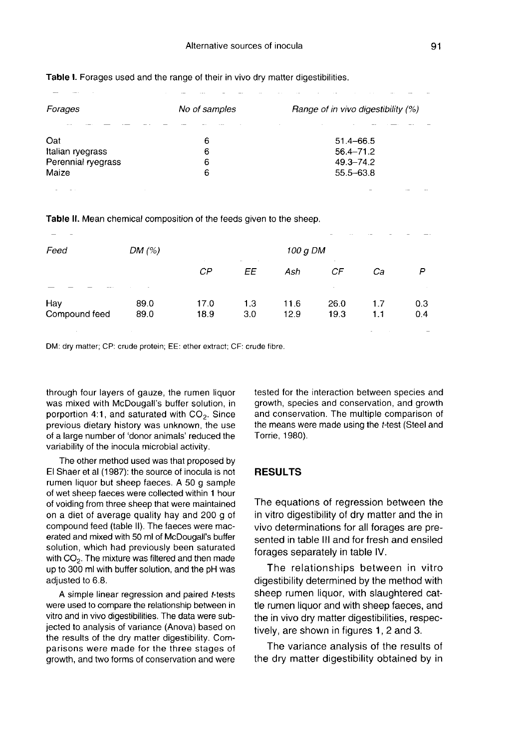Table I. Forages used and the range of their in vivo dry matter digestibilities.

| *Forages* | *No of samples* | *Range of in vivo digestibility (%)* |
|---|---|---|
| Oat | 6 | 51.4–66.5 |
| Italian ryegrass | 6 | 56.4–71.2 |
| Perennial ryegrass | 6 | 49.3–74.2 |
| Maize | 6 | 55.5–63.8 |

Table II. Mean chemical composition of the feeds given to the sheep.

| *Feed* | *DM (%)* | *100 g DM* | | | | | |
|---|---|---|---|---|---|---|---|
| | | *CP* | *EE* | *Ash* | *CF* | *Ca* | *P* |
| Hay | 89.0 | 17.0 | 1.3 | 11.6 | 26.0 | 1.7 | 0.3 |
| Compound feed | 89.0 | 18.9 | 3.0 | 12.9 | 19.3 | 1.1 | 0.4 |

DM: dry matter; CP: crude protein; EE: ether extract; CF: crude fibre.

through four layers of gauze, the rumen liquor was mixed with McDougall's buffer solution, in porportion 4:1, and saturated with $CO_2$. Since previous dietary history was unknown, the use of a large number of 'donor animals' reduced the variability of the inocula microbial activity.

The other method used was that proposed by El Shaer et al (1987): the source of inocula is not rumen liquor but sheep faeces. A 50 g sample of wet sheep faeces were collected within 1 hour of voiding from three sheep that were maintained on a diet of average quality hay and 200 g of compound feed (table II). The faeces were macerated and mixed with 50 ml of McDougall's buffer solution, which had previously been saturated with $CO_2$. The mixture was filtered and then made up to 300 ml with buffer solution, and the pH was adjusted to 6.8.

A simple linear regression and paired *t*-tests were used to compare the relationship between in vitro and in vivo digestibilities. The data were subjected to analysis of variance (Anova) based on the results of the dry matter digestibility. Comparisons were made for the three stages of growth, and two forms of conservation and were tested for the interaction between species and growth, species and conservation, and growth and conservation. The multiple comparison of the means were made using the *t*-test (Steel and Torrie, 1980).

## RESULTS

The equations of regression between the in vitro digestibility of dry matter and the in vivo determinations for all forages are presented in table III and for fresh and ensiled forages separately in table IV.

The relationships between in vitro digestibility determined by the method with sheep rumen liquor, with slaughtered cattle rumen liquor and with sheep faeces, and the in vivo dry matter digestibilities, respectively, are shown in figures 1, 2 and 3.

The variance analysis of the results of the dry matter digestibility obtained by in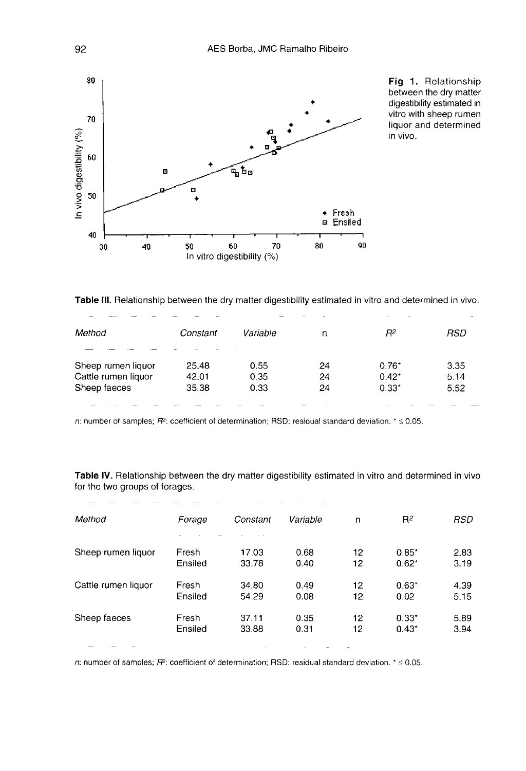**Fig 1.** Relationship between the dry matter digestibility estimated in vitro with sheep rumen liquor and determined in vivo.

**Table III.** Relationship between the dry matter digestibility estimated in vitro and determined in vivo.

| *Method* | *Constant* | *Variable* | n | $R^2$ | *RSD* |
|---|---|---|---|---|---|
| Sheep rumen liquor | 25.48 | 0.55 | 24 | 0.76* | 3.35 |
| Cattle rumen liquor | 42.01 | 0.35 | 24 | 0.42* | 5.14 |
| Sheep faeces | 35.38 | 0.33 | 24 | 0.33* | 5.52 |

*n*: number of samples; $R^2$: coefficient of determination; RSD: residual standard deviation. * ≤ 0.05.

**Table IV.** Relationship between the dry matter digestibility estimated in vitro and determined in vivo for the two groups of forages.

| *Method* | *Forage* | *Constant* | *Variable* | n | $R^2$ | *RSD* |
|---|---|---|---|---|---|---|
| Sheep rumen liquor | Fresh | 17.03 | 0.68 | 12 | 0.85* | 2.83 |
| | Ensiled | 33.78 | 0.40 | 12 | 0.62* | 3.19 |
| Cattle rumen liquor | Fresh | 34.80 | 0.49 | 12 | 0.63* | 4.39 |
| | Ensiled | 54.29 | 0.08 | 12 | 0.02 | 5.15 |
| Sheep faeces | Fresh | 37.11 | 0.35 | 12 | 0.33* | 5.89 |
| | Ensiled | 33.88 | 0.31 | 12 | 0.43* | 3.94 |

*n*: number of samples; $R^2$: coefficient of determination; RSD: residual standard deviation. * ≤ 0.05.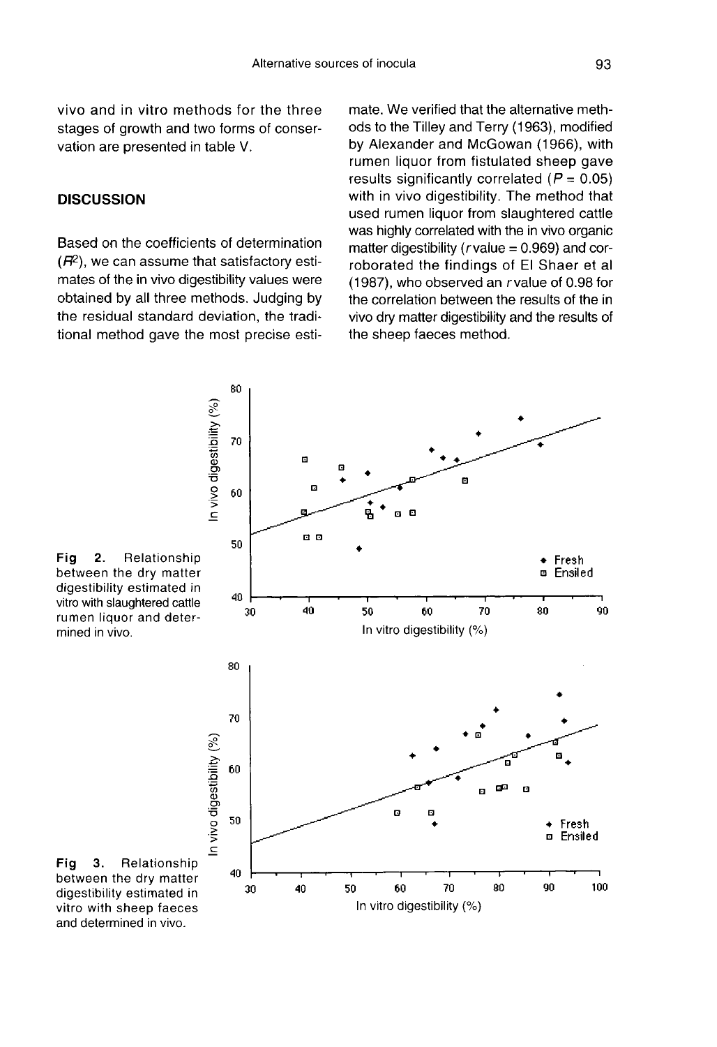vivo and in vitro methods for the three stages of growth and two forms of conservation are presented in table V.

## DISCUSSION

Based on the coefficients of determination ($R^2$), we can assume that satisfactory estimates of the in vivo digestibility values were obtained by all three methods. Judging by the residual standard deviation, the traditional method gave the most precise estimate. We verified that the alternative methods to the Tilley and Terry (1963), modified by Alexander and McGowan (1966), with rumen liquor from fistulated sheep gave results significantly correlated ($P = 0.05$) with in vivo digestibility. The method that used rumen liquor from slaughtered cattle was highly correlated with the in vivo organic matter digestibility ($r$ value = 0.969) and corroborated the findings of El Shaer et al (1987), who observed an $r$ value of 0.98 for the correlation between the results of the in vivo dry matter digestibility and the results of the sheep faeces method.

**Fig 2.** Relationship between the dry matter digestibility estimated in vitro with slaughtered cattle rumen liquor and determined in vivo.

**Fig 3.** Relationship between the dry matter digestibility estimated in vitro with sheep faeces and determined in vivo.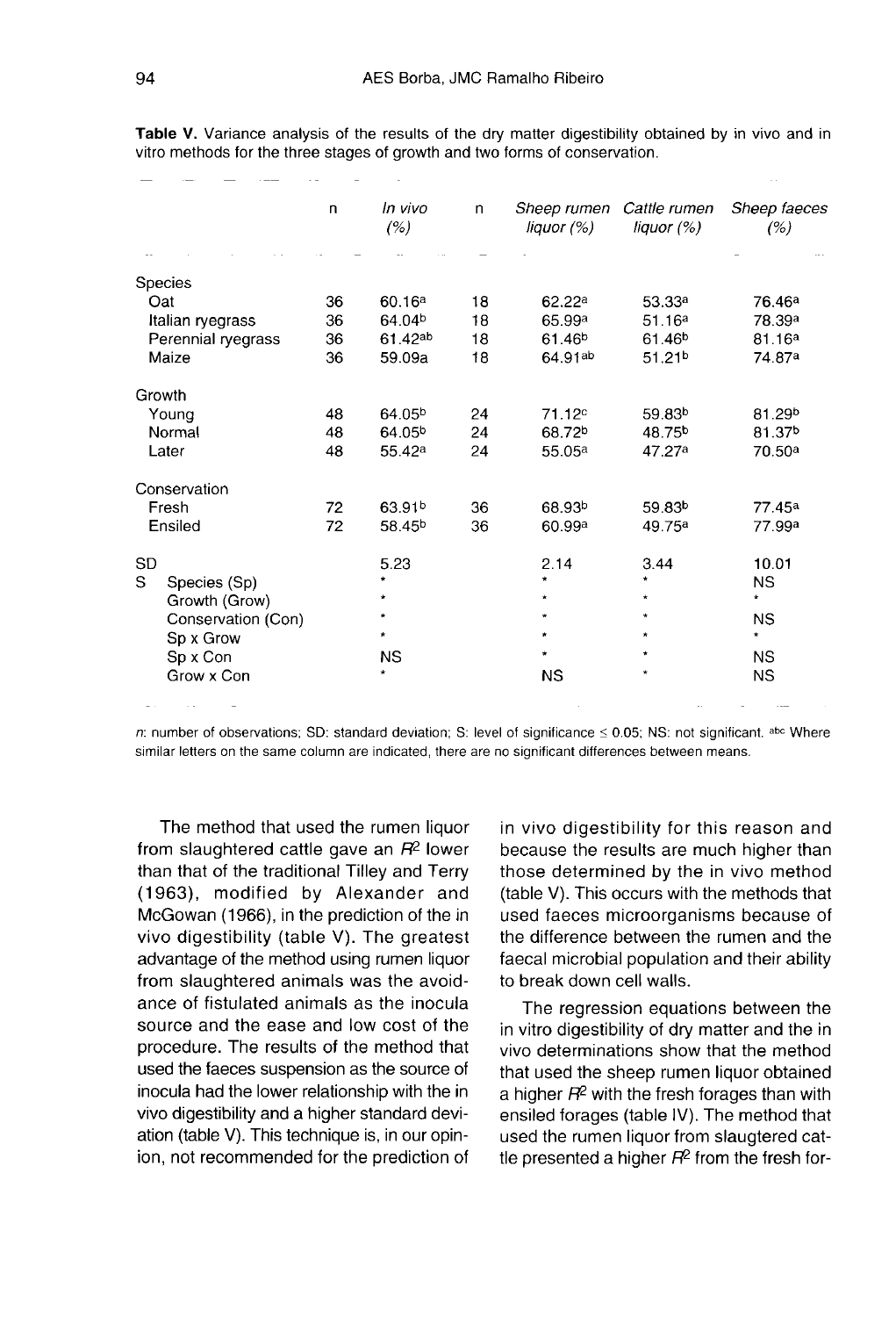**Table V.** Variance analysis of the results of the dry matter digestibility obtained by in vivo and in vitro methods for the three stages of growth and two forms of conservation.

| | n | *In vivo* (%) | n | *Sheep rumen liquor* (%) | *Cattle rumen liquor* (%) | *Sheep faeces* (%) |
|---|---|---|---|---|---|---|
| Species | | | | | | |
| Oat | 36 | 60.16[a] | 18 | 62.22[a] | 53.33[a] | 76.46[a] |
| Italian ryegrass | 36 | 64.04[b] | 18 | 65.99[a] | 51.16[a] | 78.39[a] |
| Perennial ryegrass | 36 | 61.42[ab] | 18 | 61.46[b] | 61.46[b] | 81.16[a] |
| Maize | 36 | 59.09a | 18 | 64.91[ab] | 51.21[b] | 74.87[a] |
| Growth | | | | | | |
| Young | 48 | 64.05[b] | 24 | 71.12[c] | 59.83[b] | 81.29[b] |
| Normal | 48 | 64.05[b] | 24 | 68.72[b] | 48.75[b] | 81.37[b] |
| Later | 48 | 55.42[a] | 24 | 55.05[a] | 47.27[a] | 70.50[a] |
| Conservation | | | | | | |
| Fresh | 72 | 63.91[b] | 36 | 68.93[b] | 59.83[b] | 77.45[a] |
| Ensiled | 72 | 58.45[b] | 36 | 60.99[a] | 49.75[a] | 77.99[a] |
| SD | | 5.23 | | 2.14 | 3.44 | 10.01 |
| S Species (Sp) | | * | | * | * | NS |
| Growth (Grow) | | * | | * | * | * |
| Conservation (Con) | | * | | * | * | NS |
| Sp x Grow | | * | | * | * | * |
| Sp x Con | | NS | | * | * | NS |
| Grow x Con | | * | | NS | * | NS |

*n*: number of observations; SD: standard deviation; S: level of significance ≤ 0.05; NS: not significant. [abc] Where similar letters on the same column are indicated, there are no significant differences between means.

The method that used the rumen liquor from slaughtered cattle gave an $R^2$ lower than that of the traditional Tilley and Terry (1963), modified by Alexander and McGowan (1966), in the prediction of the in vivo digestibility (table V). The greatest advantage of the method using rumen liquor from slaughtered animals was the avoidance of fistulated animals as the inocula source and the ease and low cost of the procedure. The results of the method that used the faeces suspension as the source of inocula had the lower relationship with the in vivo digestibility and a higher standard deviation (table V). This technique is, in our opinion, not recommended for the prediction of in vivo digestibility for this reason and because the results are much higher than those determined by the in vivo method (table V). This occurs with the methods that used faeces microorganisms because of the difference between the rumen and the faecal microbial population and their ability to break down cell walls.

The regression equations between the in vitro digestibility of dry matter and the in vivo determinations show that the method that used the sheep rumen liquor obtained a higher $R^2$ with the fresh forages than with ensiled forages (table IV). The method that used the rumen liquor from slaugtered cattle presented a higher $R^2$ from the fresh for-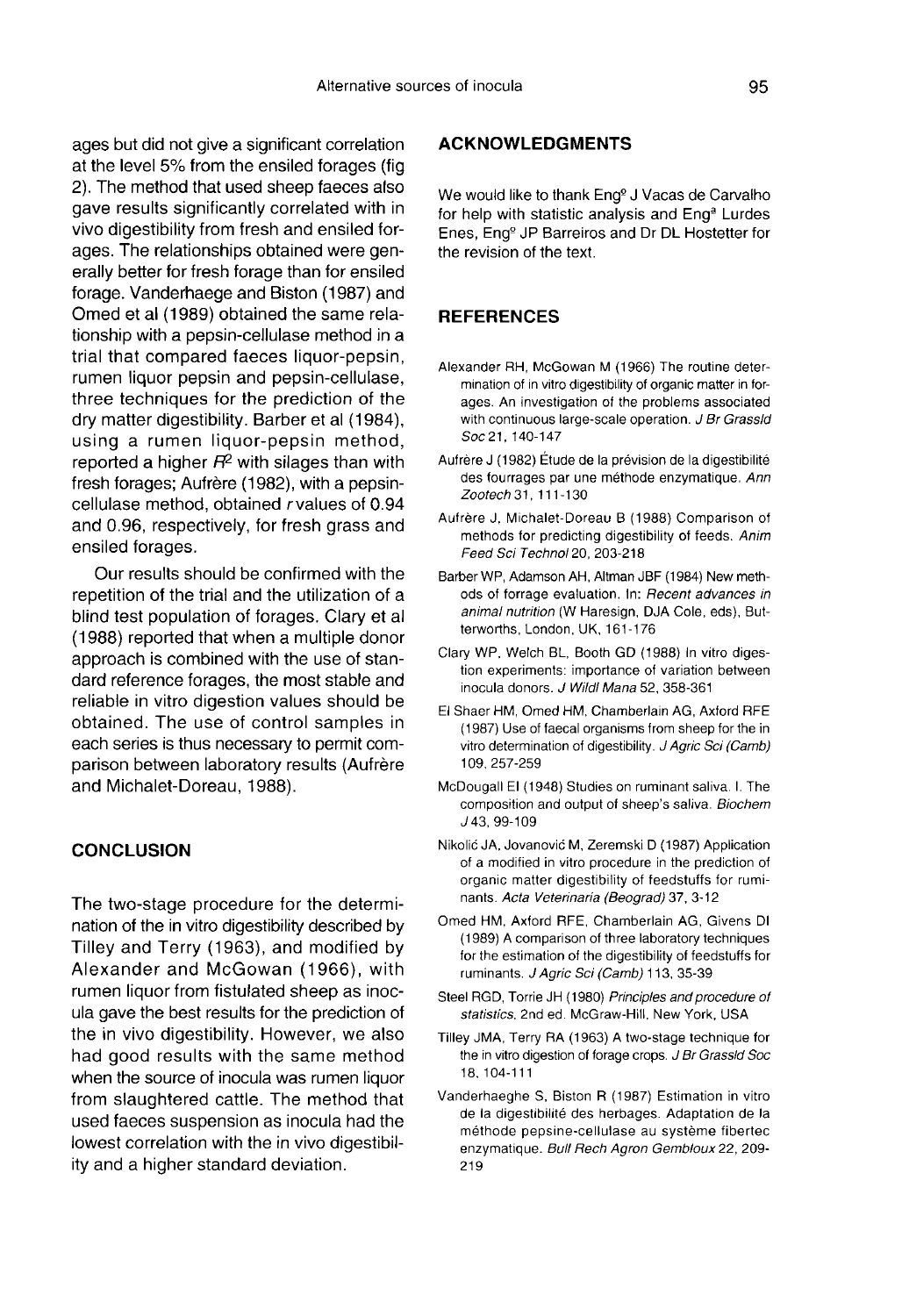ages but did not give a significant correlation at the level 5% from the ensiled forages (fig 2). The method that used sheep faeces also gave results significantly correlated with in vivo digestibility from fresh and ensiled forages. The relationships obtained were generally better for fresh forage than for ensiled forage. Vanderhaege and Biston (1987) and Omed et al (1989) obtained the same relationship with a pepsin-cellulase method in a trial that compared faeces liquor-pepsin, rumen liquor pepsin and pepsin-cellulase, three techniques for the prediction of the dry matter digestibility. Barber et al (1984), using a rumen liquor-pepsin method, reported a higher $R^2$ with silages than with fresh forages; Aufrère (1982), with a pepsin-cellulase method, obtained $r$ values of 0.94 and 0.96, respectively, for fresh grass and ensiled forages.

Our results should be confirmed with the repetition of the trial and the utilization of a blind test population of forages. Clary et al (1988) reported that when a multiple donor approach is combined with the use of standard reference forages, the most stable and reliable in vitro digestion values should be obtained. The use of control samples in each series is thus necessary to permit comparison between laboratory results (Aufrère and Michalet-Doreau, 1988).

## CONCLUSION

The two-stage procedure for the determination of the in vitro digestibility described by Tilley and Terry (1963), and modified by Alexander and McGowan (1966), with rumen liquor from fistulated sheep as inocula gave the best results for the prediction of the in vivo digestibility. However, we also had good results with the same method when the source of inocula was rumen liquor from slaughtered cattle. The method that used faeces suspension as inocula had the lowest correlation with the in vivo digestibility and a higher standard deviation.

## ACKNOWLEDGMENTS

We would like to thank Eng° J Vacas de Carvalho for help with statistic analysis and Engª Lurdes Enes, Eng° JP Barreiros and Dr DL Hostetter for the revision of the text.

## REFERENCES

Alexander RH, McGowan M (1966) The routine determination of in vitro digestibility of organic matter in forages. An investigation of the problems associated with continuous large-scale operation. *J Br Grassld Soc* 21, 140-147

Aufrère J (1982) Étude de la prévision de la digestibilité des fourrages par une méthode enzymatique. *Ann Zootech* 31, 111-130

Aufrère J, Michalet-Doreau B (1988) Comparison of methods for predicting digestibility of feeds. *Anim Feed Sci Technol* 20, 203-218

Barber WP, Adamson AH, Altman JBF (1984) New methods of forrage evaluation. In: *Recent advances in animal nutrition* (W Haresign, DJA Cole, eds), Butterworths, London, UK, 161-176

Clary WP, Welch BL, Booth GD (1988) In vitro digestion experiments: importance of variation between inocula donors. *J Wildl Mana* 52, 358-361

El Shaer HM, Omed HM, Chamberlain AG, Axford RFE (1987) Use of faecal organisms from sheep for the in vitro determination of digestibility. *J Agric Sci (Camb)* 109, 257-259

McDougall EI (1948) Studies on ruminant saliva. I. The composition and output of sheep's saliva. *Biochem J* 43, 99-109

Nikolić JA, Jovanović M, Zeremski D (1987) Application of a modified in vitro procedure in the prediction of organic matter digestibility of feedstuffs for ruminants. *Acta Veterinaria (Beograd)* 37, 3-12

Omed HM, Axford RFE, Chamberlain AG, Givens DI (1989) A comparison of three laboratory techniques for the estimation of the digestibility of feedstuffs for ruminants. *J Agric Sci (Camb)* 113, 35-39

Steel RGD, Torrie JH (1980) *Principles and procedure of statistics*, 2nd ed. McGraw-Hill, New York, USA

Tilley JMA, Terry RA (1963) A two-stage technique for the in vitro digestion of forage crops. *J Br Grassld Soc* 18, 104-111

Vanderhaeghe S, Biston R (1987) Estimation in vitro de la digestibilité des herbages. Adaptation de la méthode pepsine-cellulase au système fibertec enzymatique. *Bull Rech Agron Gembloux* 22, 209-219